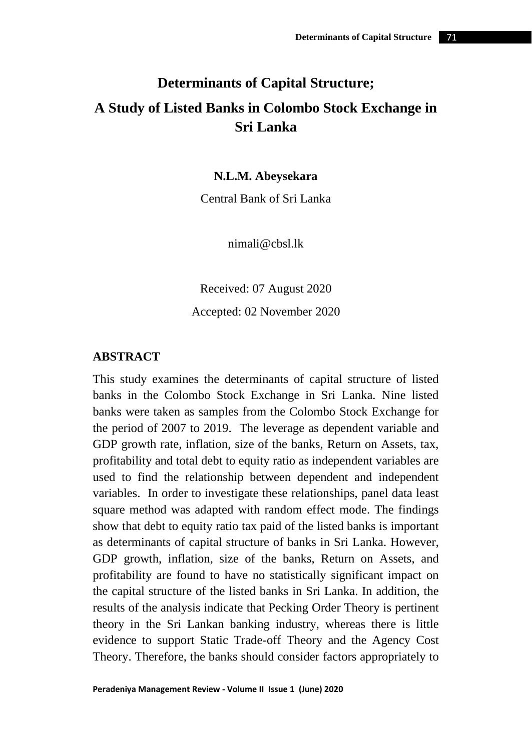# Determinants of Capital Structure; A Study of Listed Banks in Colombo Stock Exchange in Sri Lanka

**N.L.M. Abeysekara**

Central Bank of Sri Lanka

nimali@cbsl.lk

Received: 07 August 2020

Accepted: 02 November 2020

## ABSTRACT

This study examines the determinants of capital structure of listed banks in the Colombo Stock Exchange in Sri Lanka. Nine listed banks were taken as samples from the Colombo Stock Exchange for the period of 2007 to 2019. The leverage as dependent variable and GDP growth rate, inflation, size of the banks, Return on Assets, tax, profitability and total debt to equity ratio as independent variables are used to find the relationship between dependent and independent variables. In order to investigate these relationships, panel data least square method was adapted with random effect mode. The findings show that debt to equity ratio tax paid of the listed banks is important as determinants of capital structure of banks in Sri Lanka. However, GDP growth, inflation, size of the banks, Return on Assets, and profitability are found to have no statistically significant impact on the capital structure of the listed banks in Sri Lanka. In addition, the results of the analysis indicate that Pecking Order Theory is pertinent theory in the Sri Lankan banking industry, whereas there is little evidence to support Static Trade-off Theory and the Agency Cost Theory. Therefore, the banks should consider factors appropriately to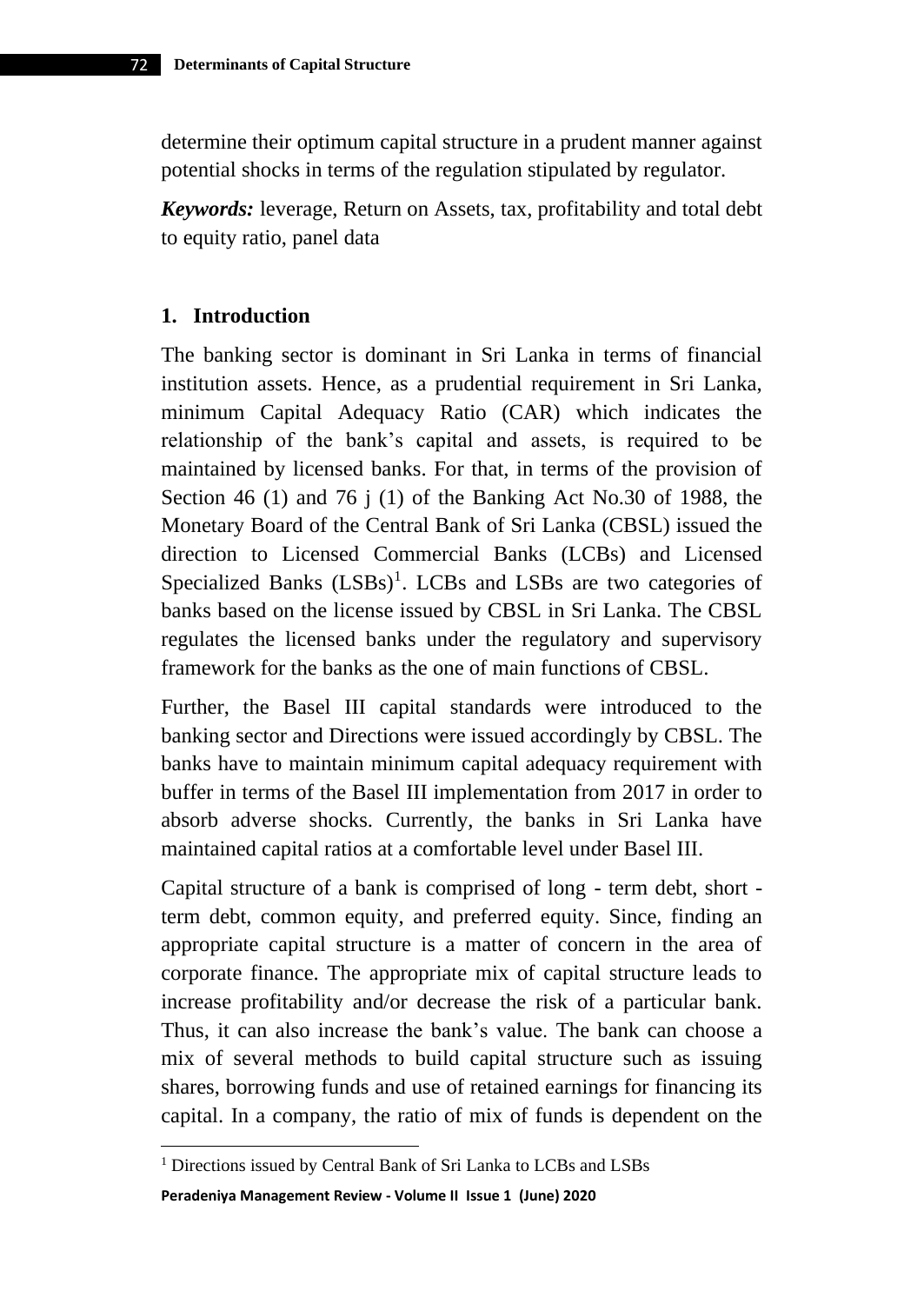determine their optimum capital structure in a prudent manner against potential shocks in terms of the regulation stipulated by regulator.

***Keywords:*** leverage, Return on Assets, tax, profitability and total debt to equity ratio, panel data

## 1. Introduction

The banking sector is dominant in Sri Lanka in terms of financial institution assets. Hence, as a prudential requirement in Sri Lanka, minimum Capital Adequacy Ratio (CAR) which indicates the relationship of the bank's capital and assets, is required to be maintained by licensed banks. For that, in terms of the provision of Section 46 (1) and 76 j (1) of the Banking Act No.30 of 1988, the Monetary Board of the Central Bank of Sri Lanka (CBSL) issued the direction to Licensed Commercial Banks (LCBs) and Licensed Specialized Banks (LSBs)[1]. LCBs and LSBs are two categories of banks based on the license issued by CBSL in Sri Lanka. The CBSL regulates the licensed banks under the regulatory and supervisory framework for the banks as the one of main functions of CBSL.

Further, the Basel III capital standards were introduced to the banking sector and Directions were issued accordingly by CBSL. The banks have to maintain minimum capital adequacy requirement with buffer in terms of the Basel III implementation from 2017 in order to absorb adverse shocks. Currently, the banks in Sri Lanka have maintained capital ratios at a comfortable level under Basel III.

Capital structure of a bank is comprised of long - term debt, short - term debt, common equity, and preferred equity. Since, finding an appropriate capital structure is a matter of concern in the area of corporate finance. The appropriate mix of capital structure leads to increase profitability and/or decrease the risk of a particular bank. Thus, it can also increase the bank's value. The bank can choose a mix of several methods to build capital structure such as issuing shares, borrowing funds and use of retained earnings for financing its capital. In a company, the ratio of mix of funds is dependent on the

[1] Directions issued by Central Bank of Sri Lanka to LCBs and LSBs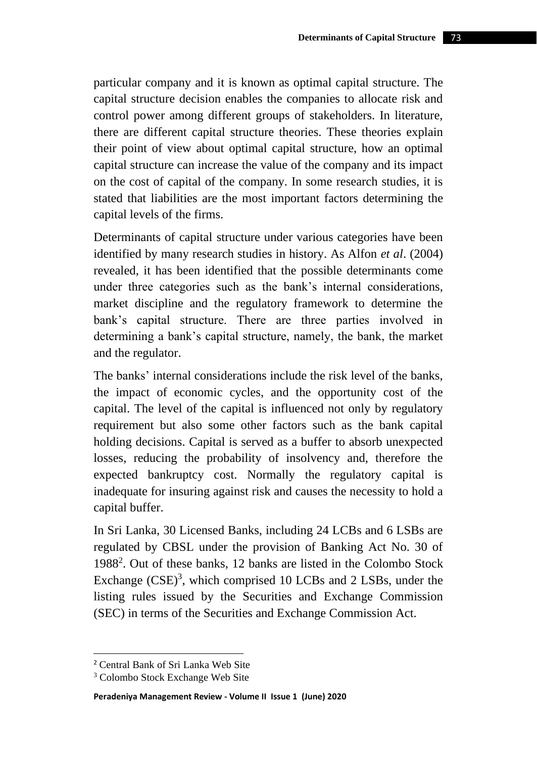particular company and it is known as optimal capital structure. The capital structure decision enables the companies to allocate risk and control power among different groups of stakeholders. In literature, there are different capital structure theories. These theories explain their point of view about optimal capital structure, how an optimal capital structure can increase the value of the company and its impact on the cost of capital of the company. In some research studies, it is stated that liabilities are the most important factors determining the capital levels of the firms.

Determinants of capital structure under various categories have been identified by many research studies in history. As Alfon *et al*. (2004) revealed, it has been identified that the possible determinants come under three categories such as the bank's internal considerations, market discipline and the regulatory framework to determine the bank's capital structure. There are three parties involved in determining a bank's capital structure, namely, the bank, the market and the regulator.

The banks' internal considerations include the risk level of the banks, the impact of economic cycles, and the opportunity cost of the capital. The level of the capital is influenced not only by regulatory requirement but also some other factors such as the bank capital holding decisions. Capital is served as a buffer to absorb unexpected losses, reducing the probability of insolvency and, therefore the expected bankruptcy cost. Normally the regulatory capital is inadequate for insuring against risk and causes the necessity to hold a capital buffer.

In Sri Lanka, 30 Licensed Banks, including 24 LCBs and 6 LSBs are regulated by CBSL under the provision of Banking Act No. 30 of 1988[2]. Out of these banks, 12 banks are listed in the Colombo Stock Exchange (CSE)[3], which comprised 10 LCBs and 2 LSBs, under the listing rules issued by the Securities and Exchange Commission (SEC) in terms of the Securities and Exchange Commission Act.

---

[2] Central Bank of Sri Lanka Web Site

[3] Colombo Stock Exchange Web Site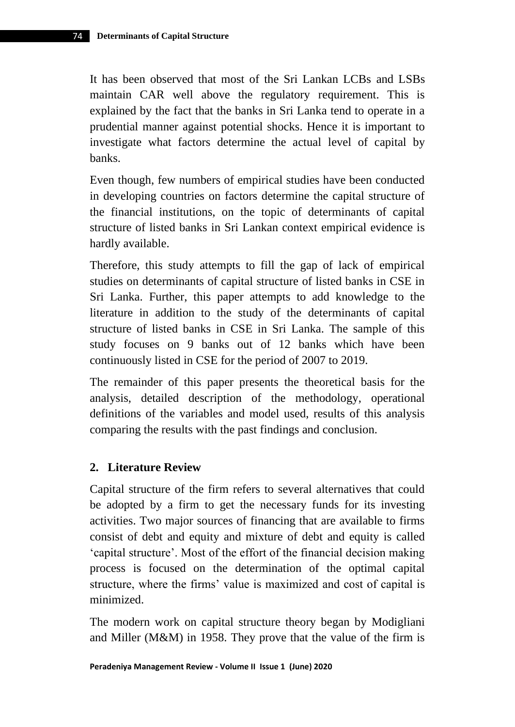It has been observed that most of the Sri Lankan LCBs and LSBs maintain CAR well above the regulatory requirement. This is explained by the fact that the banks in Sri Lanka tend to operate in a prudential manner against potential shocks. Hence it is important to investigate what factors determine the actual level of capital by banks.

Even though, few numbers of empirical studies have been conducted in developing countries on factors determine the capital structure of the financial institutions, on the topic of determinants of capital structure of listed banks in Sri Lankan context empirical evidence is hardly available.

Therefore, this study attempts to fill the gap of lack of empirical studies on determinants of capital structure of listed banks in CSE in Sri Lanka. Further, this paper attempts to add knowledge to the literature in addition to the study of the determinants of capital structure of listed banks in CSE in Sri Lanka. The sample of this study focuses on 9 banks out of 12 banks which have been continuously listed in CSE for the period of 2007 to 2019.

The remainder of this paper presents the theoretical basis for the analysis, detailed description of the methodology, operational definitions of the variables and model used, results of this analysis comparing the results with the past findings and conclusion.

## 2. Literature Review

Capital structure of the firm refers to several alternatives that could be adopted by a firm to get the necessary funds for its investing activities. Two major sources of financing that are available to firms consist of debt and equity and mixture of debt and equity is called 'capital structure'. Most of the effort of the financial decision making process is focused on the determination of the optimal capital structure, where the firms' value is maximized and cost of capital is minimized.

The modern work on capital structure theory began by Modigliani and Miller (M&M) in 1958. They prove that the value of the firm is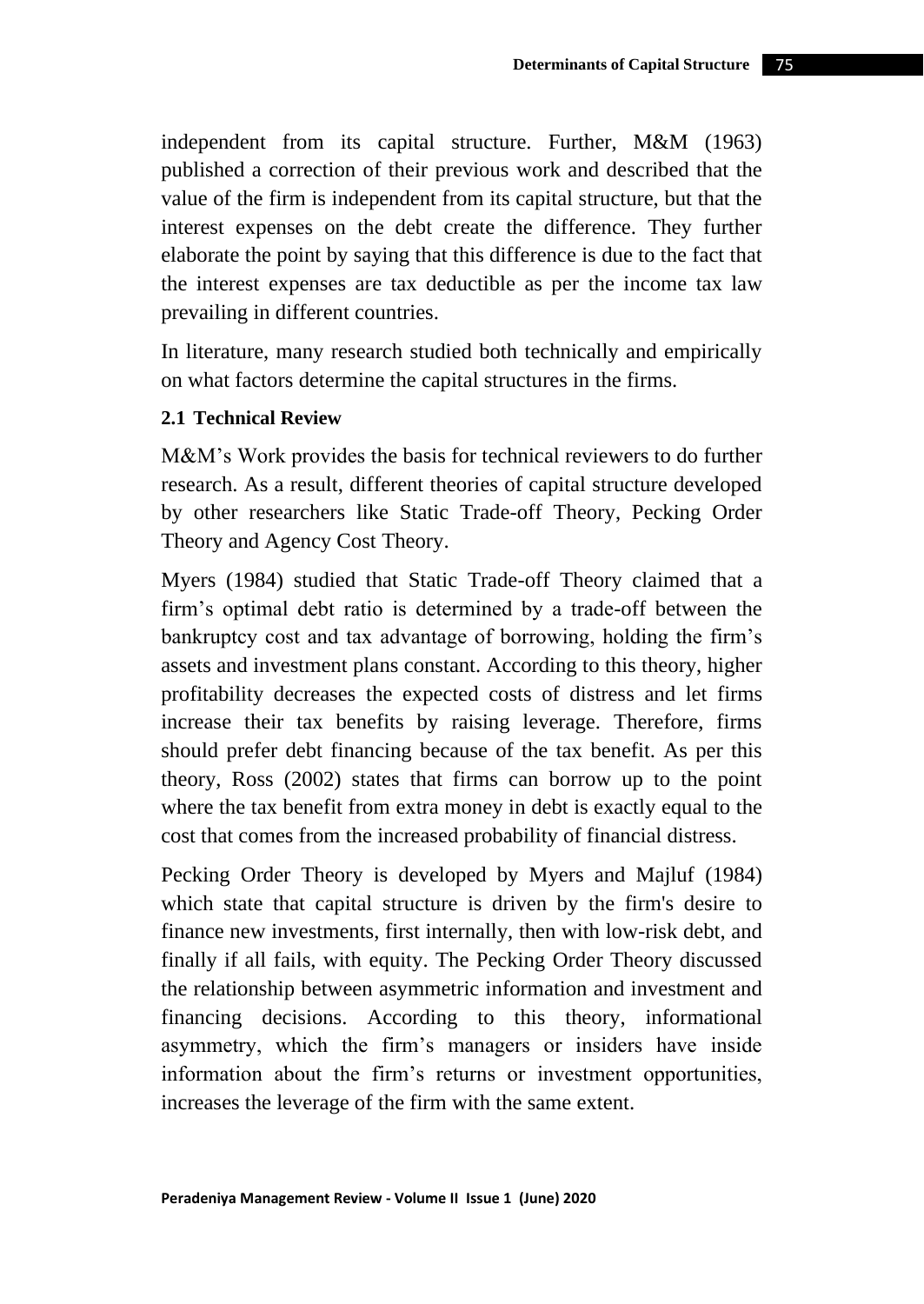independent from its capital structure. Further, M&M (1963) published a correction of their previous work and described that the value of the firm is independent from its capital structure, but that the interest expenses on the debt create the difference. They further elaborate the point by saying that this difference is due to the fact that the interest expenses are tax deductible as per the income tax law prevailing in different countries.

In literature, many research studied both technically and empirically on what factors determine the capital structures in the firms.

### 2.1 Technical Review

M&M's Work provides the basis for technical reviewers to do further research. As a result, different theories of capital structure developed by other researchers like Static Trade-off Theory, Pecking Order Theory and Agency Cost Theory.

Myers (1984) studied that Static Trade-off Theory claimed that a firm's optimal debt ratio is determined by a trade-off between the bankruptcy cost and tax advantage of borrowing, holding the firm's assets and investment plans constant. According to this theory, higher profitability decreases the expected costs of distress and let firms increase their tax benefits by raising leverage. Therefore, firms should prefer debt financing because of the tax benefit. As per this theory, Ross (2002) states that firms can borrow up to the point where the tax benefit from extra money in debt is exactly equal to the cost that comes from the increased probability of financial distress.

Pecking Order Theory is developed by Myers and Majluf (1984) which state that capital structure is driven by the firm's desire to finance new investments, first internally, then with low-risk debt, and finally if all fails, with equity. The Pecking Order Theory discussed the relationship between asymmetric information and investment and financing decisions. According to this theory, informational asymmetry, which the firm's managers or insiders have inside information about the firm's returns or investment opportunities, increases the leverage of the firm with the same extent.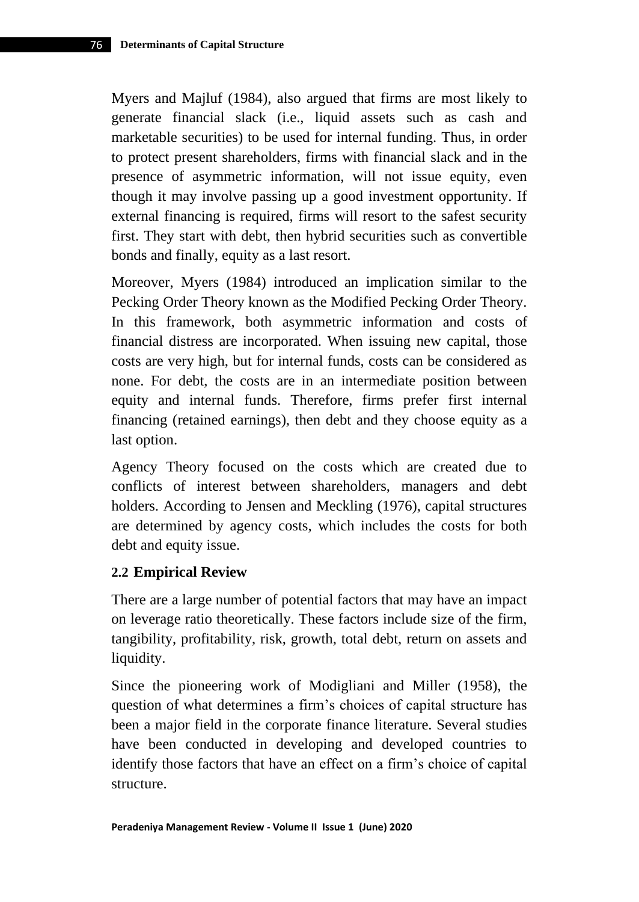Myers and Majluf (1984), also argued that firms are most likely to generate financial slack (i.e., liquid assets such as cash and marketable securities) to be used for internal funding. Thus, in order to protect present shareholders, firms with financial slack and in the presence of asymmetric information, will not issue equity, even though it may involve passing up a good investment opportunity. If external financing is required, firms will resort to the safest security first. They start with debt, then hybrid securities such as convertible bonds and finally, equity as a last resort.

Moreover, Myers (1984) introduced an implication similar to the Pecking Order Theory known as the Modified Pecking Order Theory. In this framework, both asymmetric information and costs of financial distress are incorporated. When issuing new capital, those costs are very high, but for internal funds, costs can be considered as none. For debt, the costs are in an intermediate position between equity and internal funds. Therefore, firms prefer first internal financing (retained earnings), then debt and they choose equity as a last option.

Agency Theory focused on the costs which are created due to conflicts of interest between shareholders, managers and debt holders. According to Jensen and Meckling (1976), capital structures are determined by agency costs, which includes the costs for both debt and equity issue.

### 2.2 Empirical Review

There are a large number of potential factors that may have an impact on leverage ratio theoretically. These factors include size of the firm, tangibility, profitability, risk, growth, total debt, return on assets and liquidity.

Since the pioneering work of Modigliani and Miller (1958), the question of what determines a firm's choices of capital structure has been a major field in the corporate finance literature. Several studies have been conducted in developing and developed countries to identify those factors that have an effect on a firm's choice of capital structure.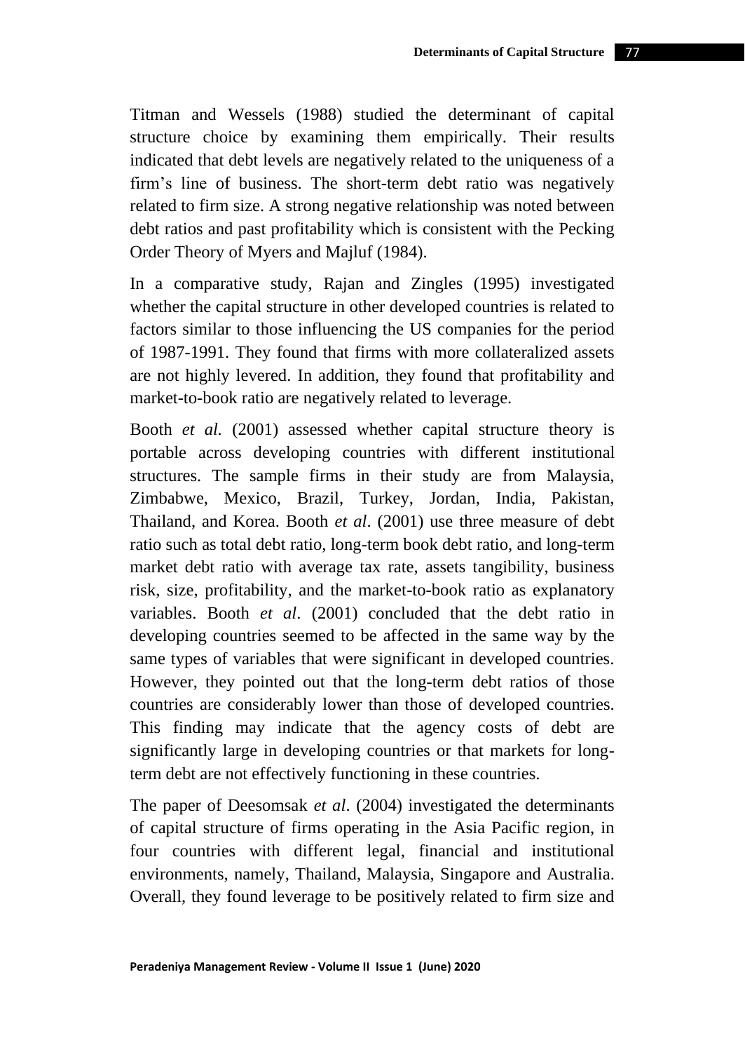Titman and Wessels (1988) studied the determinant of capital structure choice by examining them empirically. Their results indicated that debt levels are negatively related to the uniqueness of a firm's line of business. The short-term debt ratio was negatively related to firm size. A strong negative relationship was noted between debt ratios and past profitability which is consistent with the Pecking Order Theory of Myers and Majluf (1984).

In a comparative study, Rajan and Zingles (1995) investigated whether the capital structure in other developed countries is related to factors similar to those influencing the US companies for the period of 1987-1991. They found that firms with more collateralized assets are not highly levered. In addition, they found that profitability and market-to-book ratio are negatively related to leverage.

Booth *et al.* (2001) assessed whether capital structure theory is portable across developing countries with different institutional structures. The sample firms in their study are from Malaysia, Zimbabwe, Mexico, Brazil, Turkey, Jordan, India, Pakistan, Thailand, and Korea. Booth *et al*. (2001) use three measure of debt ratio such as total debt ratio, long-term book debt ratio, and long-term market debt ratio with average tax rate, assets tangibility, business risk, size, profitability, and the market-to-book ratio as explanatory variables. Booth *et al*. (2001) concluded that the debt ratio in developing countries seemed to be affected in the same way by the same types of variables that were significant in developed countries. However, they pointed out that the long-term debt ratios of those countries are considerably lower than those of developed countries. This finding may indicate that the agency costs of debt are significantly large in developing countries or that markets for long-term debt are not effectively functioning in these countries.

The paper of Deesomsak *et al*. (2004) investigated the determinants of capital structure of firms operating in the Asia Pacific region, in four countries with different legal, financial and institutional environments, namely, Thailand, Malaysia, Singapore and Australia. Overall, they found leverage to be positively related to firm size and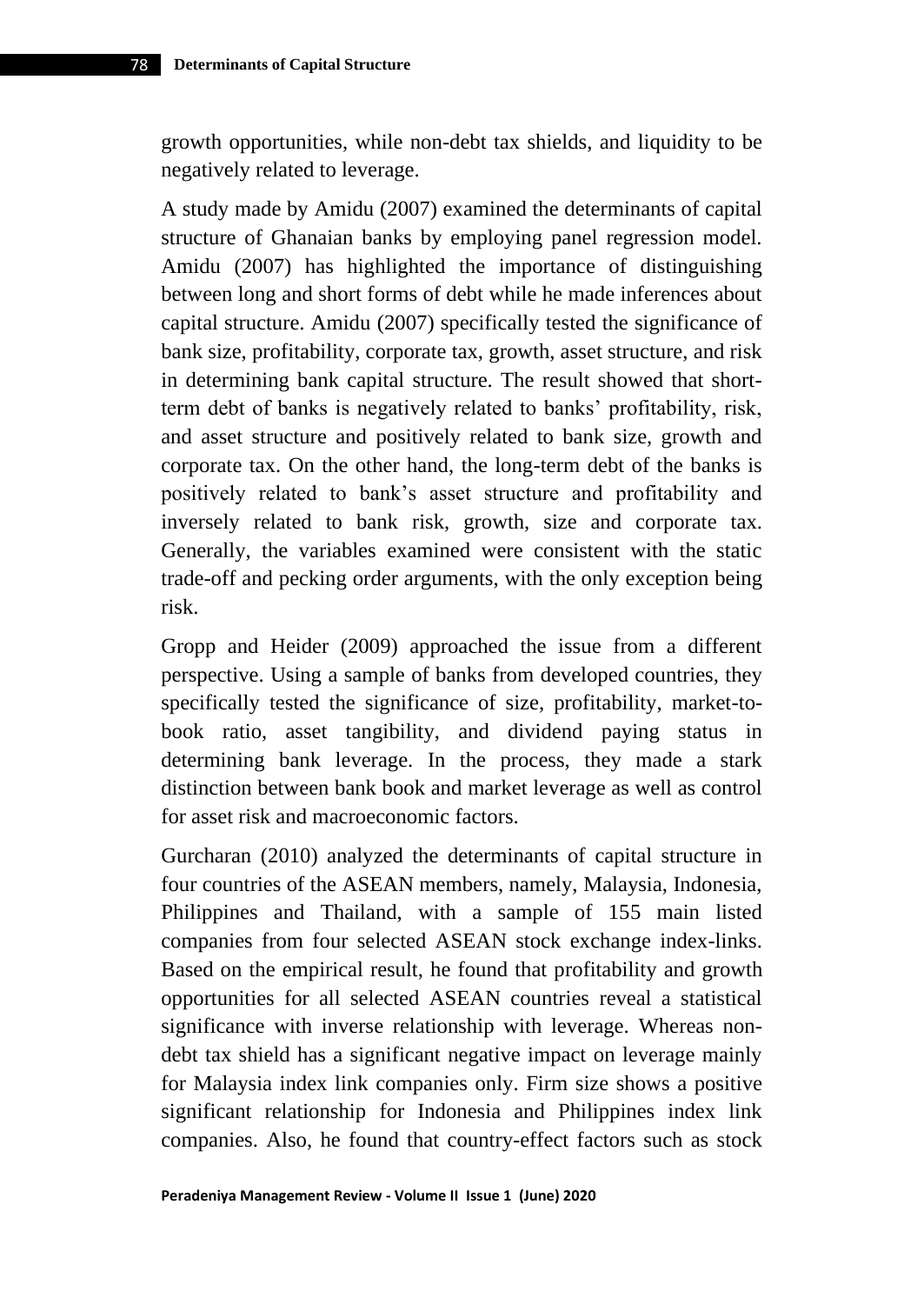growth opportunities, while non-debt tax shields, and liquidity to be negatively related to leverage.

A study made by Amidu (2007) examined the determinants of capital structure of Ghanaian banks by employing panel regression model. Amidu (2007) has highlighted the importance of distinguishing between long and short forms of debt while he made inferences about capital structure. Amidu (2007) specifically tested the significance of bank size, profitability, corporate tax, growth, asset structure, and risk in determining bank capital structure. The result showed that short-term debt of banks is negatively related to banks' profitability, risk, and asset structure and positively related to bank size, growth and corporate tax. On the other hand, the long-term debt of the banks is positively related to bank's asset structure and profitability and inversely related to bank risk, growth, size and corporate tax. Generally, the variables examined were consistent with the static trade-off and pecking order arguments, with the only exception being risk.

Gropp and Heider (2009) approached the issue from a different perspective. Using a sample of banks from developed countries, they specifically tested the significance of size, profitability, market-to-book ratio, asset tangibility, and dividend paying status in determining bank leverage. In the process, they made a stark distinction between bank book and market leverage as well as control for asset risk and macroeconomic factors.

Gurcharan (2010) analyzed the determinants of capital structure in four countries of the ASEAN members, namely, Malaysia, Indonesia, Philippines and Thailand, with a sample of 155 main listed companies from four selected ASEAN stock exchange index-links. Based on the empirical result, he found that profitability and growth opportunities for all selected ASEAN countries reveal a statistical significance with inverse relationship with leverage. Whereas non-debt tax shield has a significant negative impact on leverage mainly for Malaysia index link companies only. Firm size shows a positive significant relationship for Indonesia and Philippines index link companies. Also, he found that country-effect factors such as stock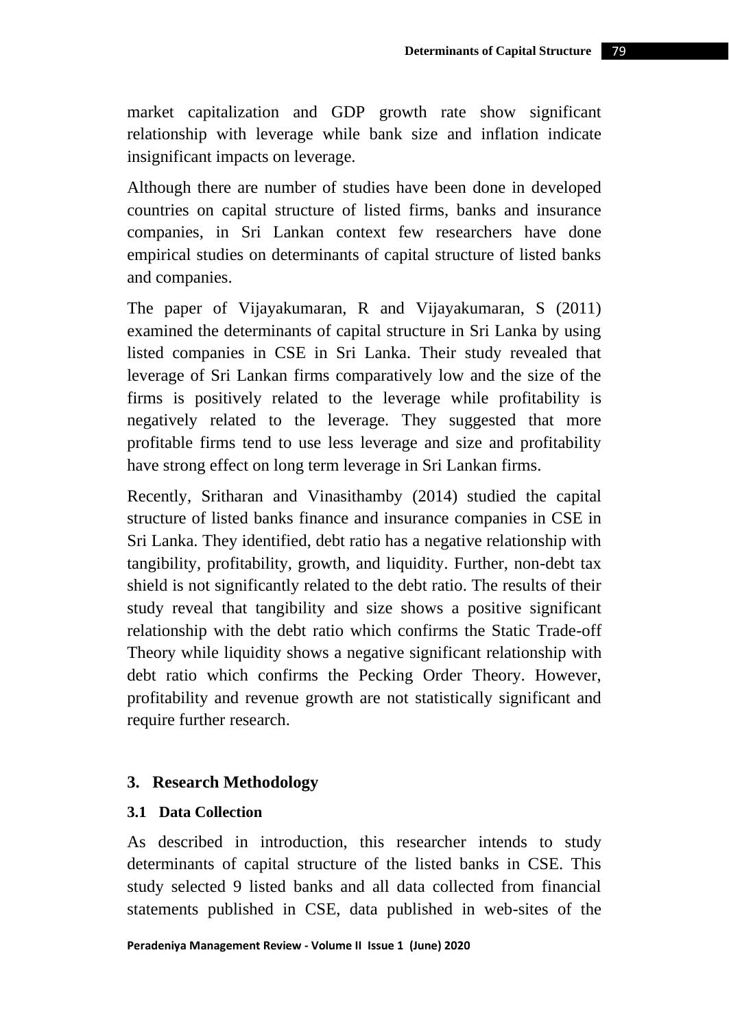market capitalization and GDP growth rate show significant relationship with leverage while bank size and inflation indicate insignificant impacts on leverage.

Although there are number of studies have been done in developed countries on capital structure of listed firms, banks and insurance companies, in Sri Lankan context few researchers have done empirical studies on determinants of capital structure of listed banks and companies.

The paper of Vijayakumaran, R and Vijayakumaran, S (2011) examined the determinants of capital structure in Sri Lanka by using listed companies in CSE in Sri Lanka. Their study revealed that leverage of Sri Lankan firms comparatively low and the size of the firms is positively related to the leverage while profitability is negatively related to the leverage. They suggested that more profitable firms tend to use less leverage and size and profitability have strong effect on long term leverage in Sri Lankan firms.

Recently, Sritharan and Vinasithamby (2014) studied the capital structure of listed banks finance and insurance companies in CSE in Sri Lanka. They identified, debt ratio has a negative relationship with tangibility, profitability, growth, and liquidity. Further, non-debt tax shield is not significantly related to the debt ratio. The results of their study reveal that tangibility and size shows a positive significant relationship with the debt ratio which confirms the Static Trade-off Theory while liquidity shows a negative significant relationship with debt ratio which confirms the Pecking Order Theory. However, profitability and revenue growth are not statistically significant and require further research.

## 3. Research Methodology

### 3.1 Data Collection

As described in introduction, this researcher intends to study determinants of capital structure of the listed banks in CSE. This study selected 9 listed banks and all data collected from financial statements published in CSE, data published in web-sites of the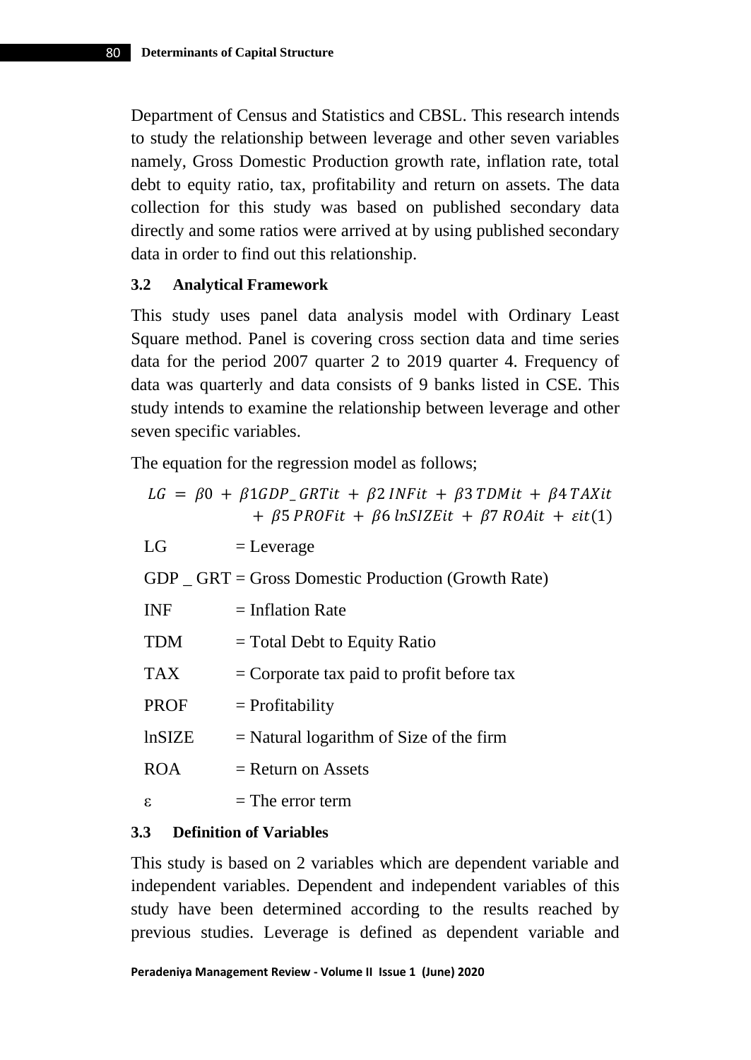Department of Census and Statistics and CBSL. This research intends to study the relationship between leverage and other seven variables namely, Gross Domestic Production growth rate, inflation rate, total debt to equity ratio, tax, profitability and return on assets. The data collection for this study was based on published secondary data directly and some ratios were arrived at by using published secondary data in order to find out this relationship.

### 3.2 Analytical Framework

This study uses panel data analysis model with Ordinary Least Square method. Panel is covering cross section data and time series data for the period 2007 quarter 2 to 2019 quarter 4. Frequency of data was quarterly and data consists of 9 banks listed in CSE. This study intends to examine the relationship between leverage and other seven specific variables.

The equation for the regression model as follows;

$$LG = \beta 0 + \beta 1 GDP\_GRTit + \beta 2\, INFit + \beta 3\, TDMit + \beta 4\, TAXit + \beta 5\, PROFit + \beta 6\, lnSIZEit + \beta 7\, ROAit + \varepsilon it \quad (1)$$

LG = Leverage

GDP _ GRT = Gross Domestic Production (Growth Rate)

INF = Inflation Rate

TDM = Total Debt to Equity Ratio

TAX = Corporate tax paid to profit before tax

PROF = Profitability

lnSIZE = Natural logarithm of Size of the firm

ROA = Return on Assets

ε = The error term

### 3.3 Definition of Variables

This study is based on 2 variables which are dependent variable and independent variables. Dependent and independent variables of this study have been determined according to the results reached by previous studies. Leverage is defined as dependent variable and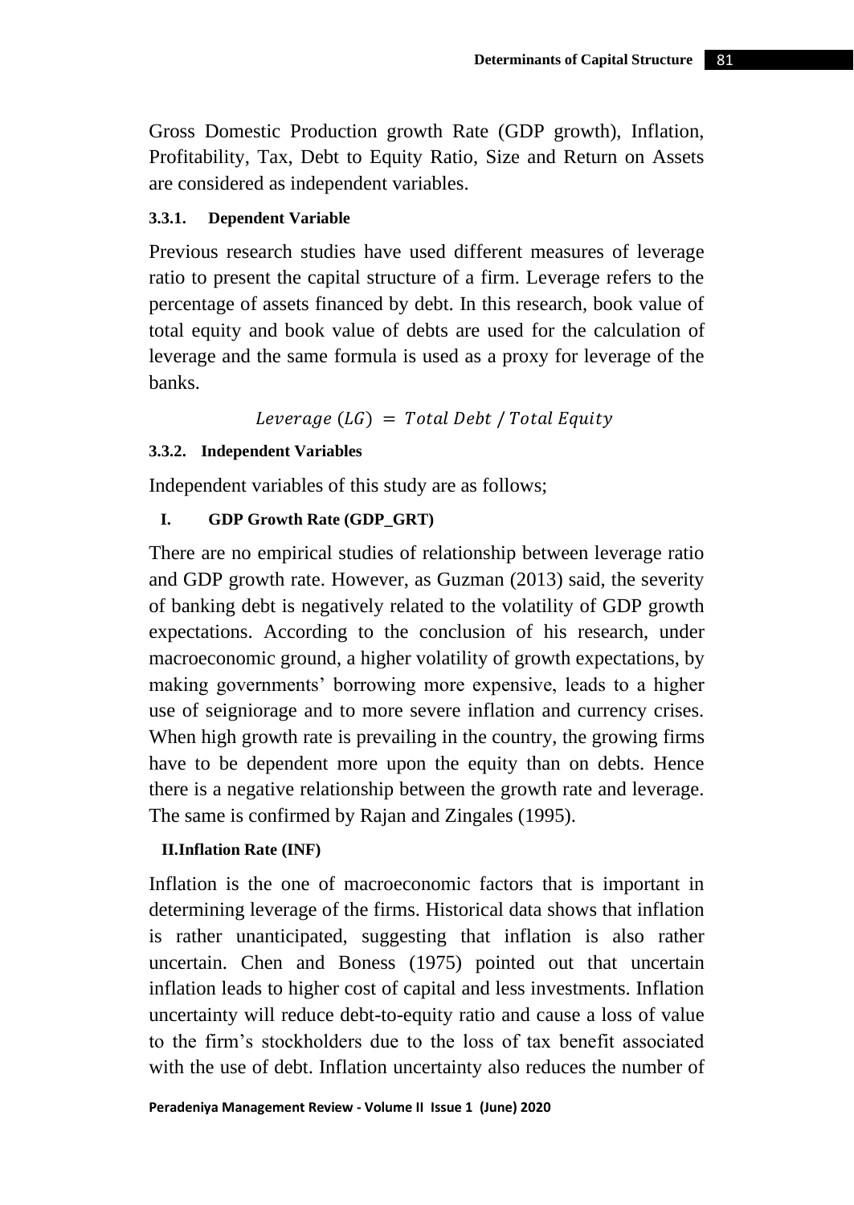Gross Domestic Production growth Rate (GDP growth), Inflation, Profitability, Tax, Debt to Equity Ratio, Size and Return on Assets are considered as independent variables.

### 3.3.1. Dependent Variable

Previous research studies have used different measures of leverage ratio to present the capital structure of a firm. Leverage refers to the percentage of assets financed by debt. In this research, book value of total equity and book value of debts are used for the calculation of leverage and the same formula is used as a proxy for leverage of the banks.

$$Leverage\ (LG)\ =\ Total\ Debt\ /\ Total\ Equity$$

### 3.3.2. Independent Variables

Independent variables of this study are as follows;

#### I. GDP Growth Rate (GDP_GRT)

There are no empirical studies of relationship between leverage ratio and GDP growth rate. However, as Guzman (2013) said, the severity of banking debt is negatively related to the volatility of GDP growth expectations. According to the conclusion of his research, under macroeconomic ground, a higher volatility of growth expectations, by making governments' borrowing more expensive, leads to a higher use of seigniorage and to more severe inflation and currency crises. When high growth rate is prevailing in the country, the growing firms have to be dependent more upon the equity than on debts. Hence there is a negative relationship between the growth rate and leverage. The same is confirmed by Rajan and Zingales (1995).

#### II. Inflation Rate (INF)

Inflation is the one of macroeconomic factors that is important in determining leverage of the firms. Historical data shows that inflation is rather unanticipated, suggesting that inflation is also rather uncertain. Chen and Boness (1975) pointed out that uncertain inflation leads to higher cost of capital and less investments. Inflation uncertainty will reduce debt-to-equity ratio and cause a loss of value to the firm's stockholders due to the loss of tax benefit associated with the use of debt. Inflation uncertainty also reduces the number of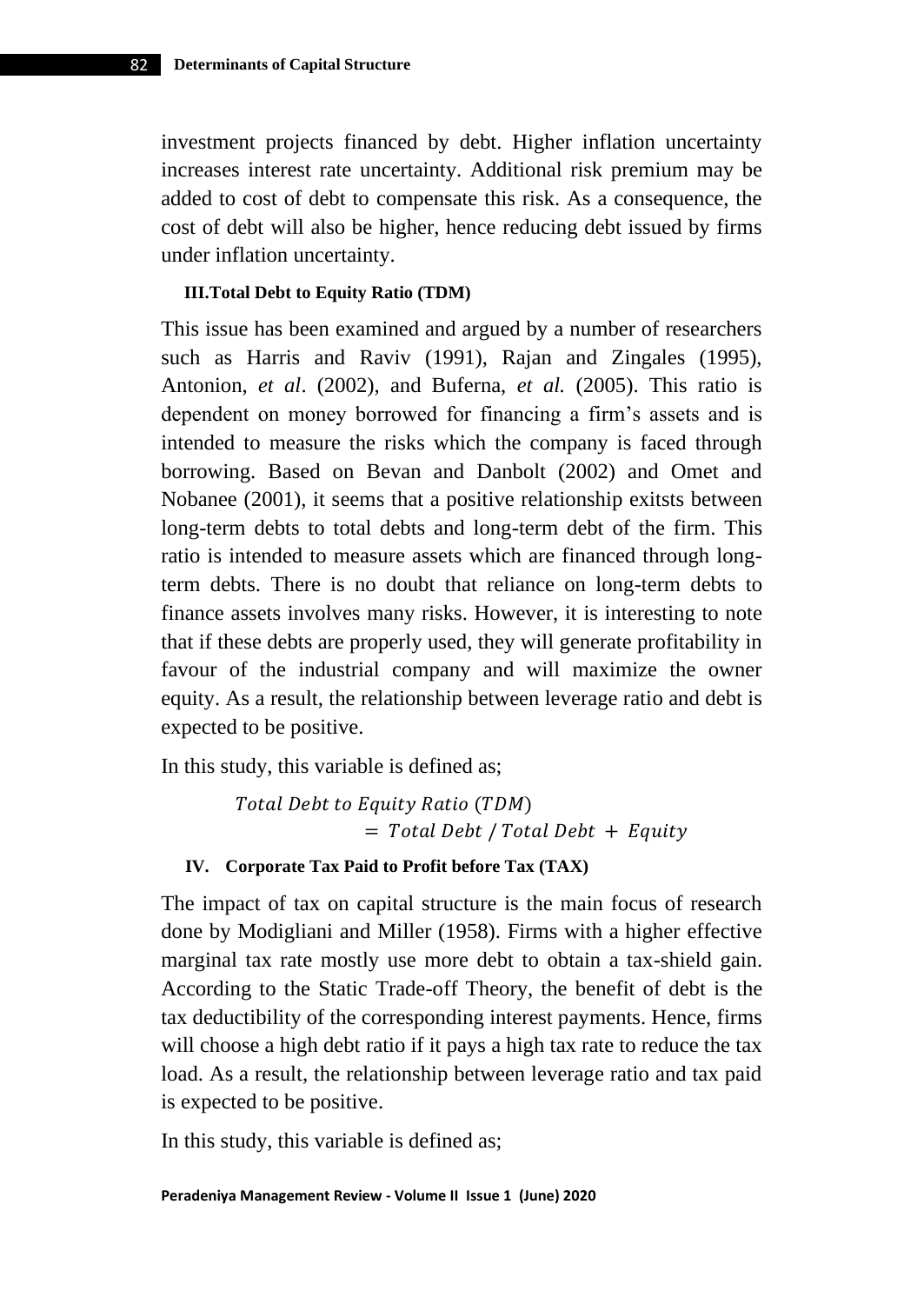investment projects financed by debt. Higher inflation uncertainty increases interest rate uncertainty. Additional risk premium may be added to cost of debt to compensate this risk. As a consequence, the cost of debt will also be higher, hence reducing debt issued by firms under inflation uncertainty.

#### III.Total Debt to Equity Ratio (TDM)

This issue has been examined and argued by a number of researchers such as Harris and Raviv (1991), Rajan and Zingales (1995), Antonion, *et al*. (2002), and Buferna, *et al.* (2005). This ratio is dependent on money borrowed for financing a firm's assets and is intended to measure the risks which the company is faced through borrowing. Based on Bevan and Danbolt (2002) and Omet and Nobanee (2001), it seems that a positive relationship exitsts between long-term debts to total debts and long-term debt of the firm. This ratio is intended to measure assets which are financed through long-term debts. There is no doubt that reliance on long-term debts to finance assets involves many risks. However, it is interesting to note that if these debts are properly used, they will generate profitability in favour of the industrial company and will maximize the owner equity. As a result, the relationship between leverage ratio and debt is expected to be positive.

In this study, this variable is defined as;

$$Total\ Debt\ to\ Equity\ Ratio\ (TDM) = Total\ Debt\ /\ Total\ Debt\ +\ Equity$$

#### IV. Corporate Tax Paid to Profit before Tax (TAX)

The impact of tax on capital structure is the main focus of research done by Modigliani and Miller (1958). Firms with a higher effective marginal tax rate mostly use more debt to obtain a tax-shield gain. According to the Static Trade-off Theory, the benefit of debt is the tax deductibility of the corresponding interest payments. Hence, firms will choose a high debt ratio if it pays a high tax rate to reduce the tax load. As a result, the relationship between leverage ratio and tax paid is expected to be positive.

In this study, this variable is defined as;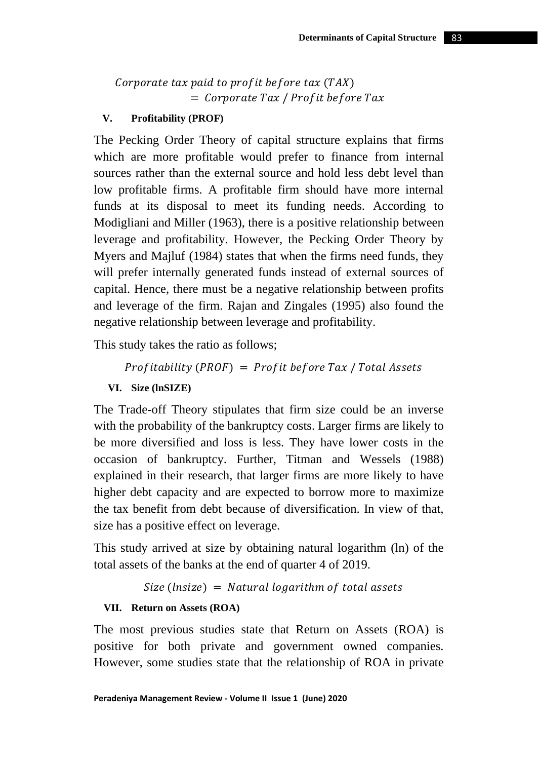$$Corporate\ tax\ paid\ to\ profit\ before\ tax\ (TAX) = Corporate\ Tax\ /\ Profit\ before\ Tax$$

### V. Profitability (PROF)

The Pecking Order Theory of capital structure explains that firms which are more profitable would prefer to finance from internal sources rather than the external source and hold less debt level than low profitable firms. A profitable firm should have more internal funds at its disposal to meet its funding needs. According to Modigliani and Miller (1963), there is a positive relationship between leverage and profitability. However, the Pecking Order Theory by Myers and Majluf (1984) states that when the firms need funds, they will prefer internally generated funds instead of external sources of capital. Hence, there must be a negative relationship between profits and leverage of the firm. Rajan and Zingales (1995) also found the negative relationship between leverage and profitability.

This study takes the ratio as follows;

$$Profitability\ (PROF) = Profit\ before\ Tax\ /\ Total\ Assets$$

### VI. Size (lnSIZE)

The Trade-off Theory stipulates that firm size could be an inverse with the probability of the bankruptcy costs. Larger firms are likely to be more diversified and loss is less. They have lower costs in the occasion of bankruptcy. Further, Titman and Wessels (1988) explained in their research, that larger firms are more likely to have higher debt capacity and are expected to borrow more to maximize the tax benefit from debt because of diversification. In view of that, size has a positive effect on leverage.

This study arrived at size by obtaining natural logarithm (ln) of the total assets of the banks at the end of quarter 4 of 2019.

$$Size\ (lnsize) = Natural\ logarithm\ of\ total\ assets$$

### VII. Return on Assets (ROA)

The most previous studies state that Return on Assets (ROA) is positive for both private and government owned companies. However, some studies state that the relationship of ROA in private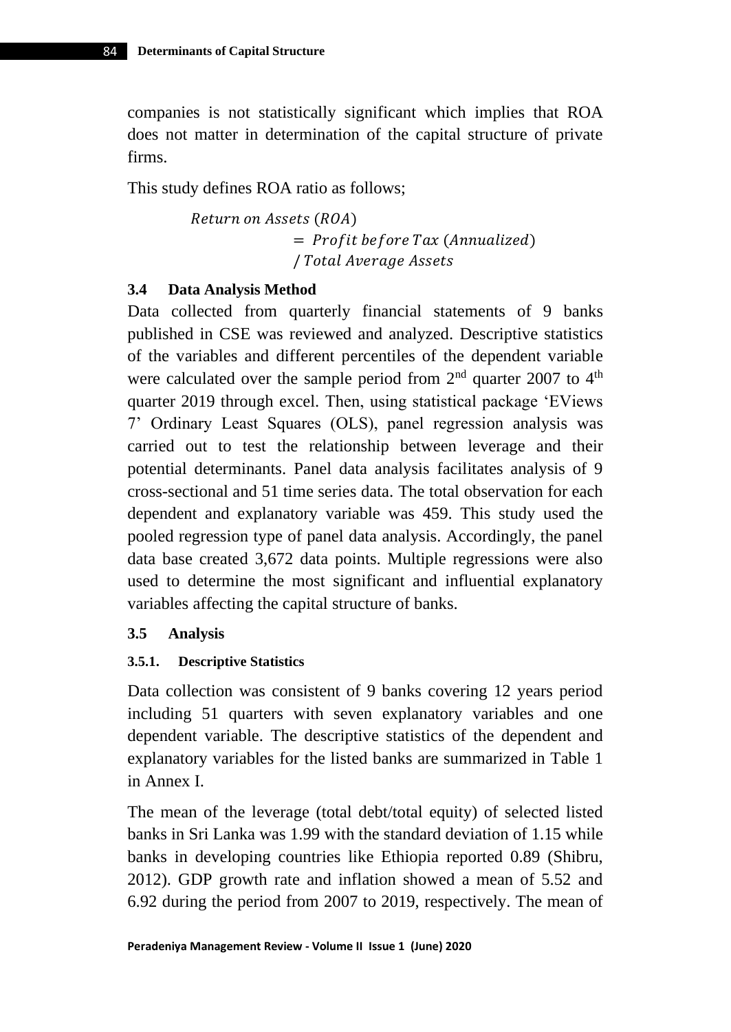companies is not statistically significant which implies that ROA does not matter in determination of the capital structure of private firms.

This study defines ROA ratio as follows;

$$Return\ on\ Assets\ (ROA) = Profit\ before\ Tax\ (Annualized) / Total\ Average\ Assets$$

### 3.4 Data Analysis Method

Data collected from quarterly financial statements of 9 banks published in CSE was reviewed and analyzed. Descriptive statistics of the variables and different percentiles of the dependent variable were calculated over the sample period from 2nd quarter 2007 to 4th quarter 2019 through excel. Then, using statistical package 'EViews 7' Ordinary Least Squares (OLS), panel regression analysis was carried out to test the relationship between leverage and their potential determinants. Panel data analysis facilitates analysis of 9 cross-sectional and 51 time series data. The total observation for each dependent and explanatory variable was 459. This study used the pooled regression type of panel data analysis. Accordingly, the panel data base created 3,672 data points. Multiple regressions were also used to determine the most significant and influential explanatory variables affecting the capital structure of banks.

### 3.5 Analysis

#### 3.5.1. Descriptive Statistics

Data collection was consistent of 9 banks covering 12 years period including 51 quarters with seven explanatory variables and one dependent variable. The descriptive statistics of the dependent and explanatory variables for the listed banks are summarized in Table 1 in Annex I.

The mean of the leverage (total debt/total equity) of selected listed banks in Sri Lanka was 1.99 with the standard deviation of 1.15 while banks in developing countries like Ethiopia reported 0.89 (Shibru, 2012). GDP growth rate and inflation showed a mean of 5.52 and 6.92 during the period from 2007 to 2019, respectively. The mean of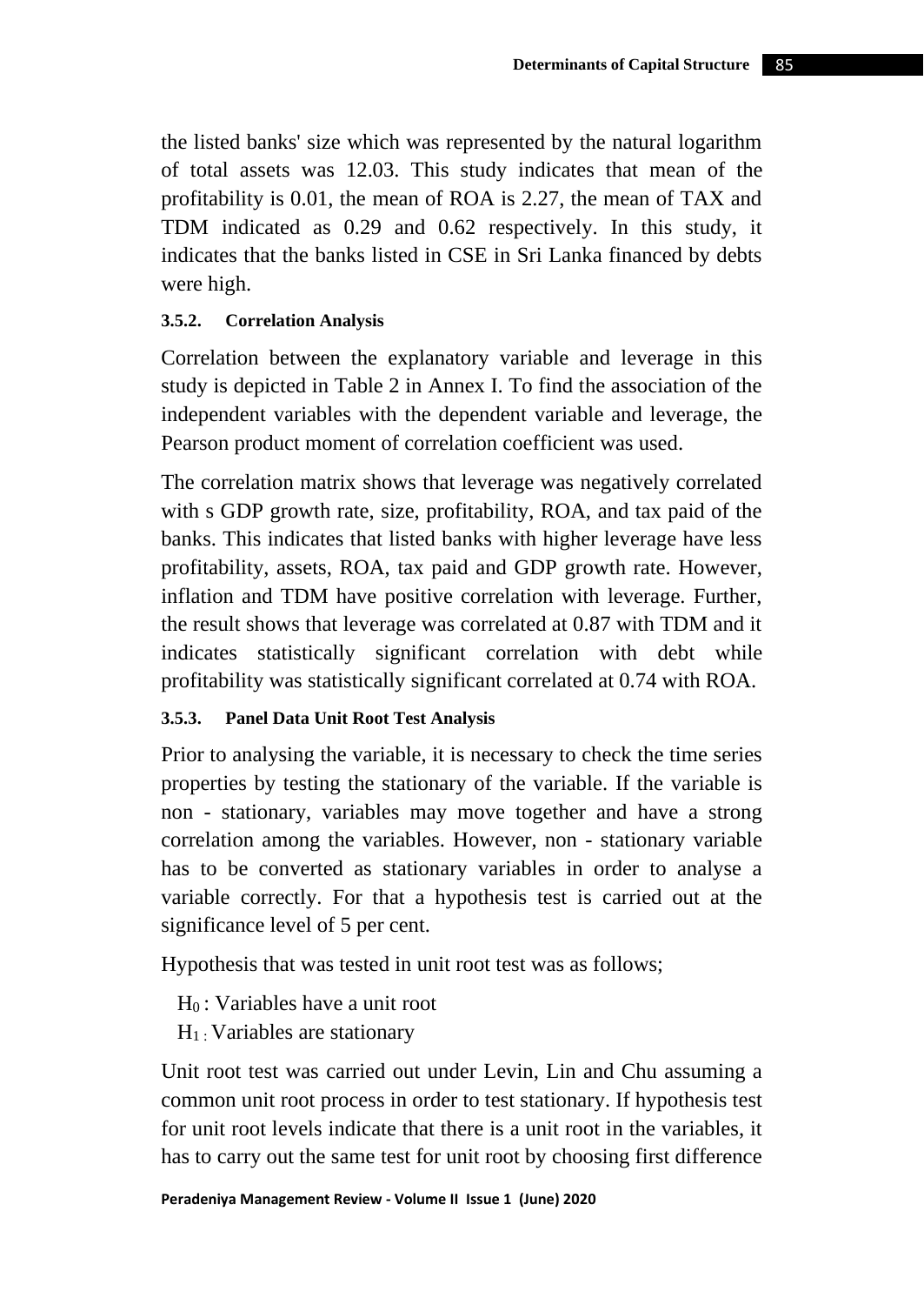the listed banks' size which was represented by the natural logarithm of total assets was 12.03. This study indicates that mean of the profitability is 0.01, the mean of ROA is 2.27, the mean of TAX and TDM indicated as 0.29 and 0.62 respectively. In this study, it indicates that the banks listed in CSE in Sri Lanka financed by debts were high.

#### 3.5.2. Correlation Analysis

Correlation between the explanatory variable and leverage in this study is depicted in Table 2 in Annex I. To find the association of the independent variables with the dependent variable and leverage, the Pearson product moment of correlation coefficient was used.

The correlation matrix shows that leverage was negatively correlated with s GDP growth rate, size, profitability, ROA, and tax paid of the banks. This indicates that listed banks with higher leverage have less profitability, assets, ROA, tax paid and GDP growth rate. However, inflation and TDM have positive correlation with leverage. Further, the result shows that leverage was correlated at 0.87 with TDM and it indicates statistically significant correlation with debt while profitability was statistically significant correlated at 0.74 with ROA.

#### 3.5.3. Panel Data Unit Root Test Analysis

Prior to analysing the variable, it is necessary to check the time series properties by testing the stationary of the variable. If the variable is non - stationary, variables may move together and have a strong correlation among the variables. However, non - stationary variable has to be converted as stationary variables in order to analyse a variable correctly. For that a hypothesis test is carried out at the significance level of 5 per cent.

Hypothesis that was tested in unit root test was as follows;

$H_0$ : Variables have a unit root
$H_1$ : Variables are stationary

Unit root test was carried out under Levin, Lin and Chu assuming a common unit root process in order to test stationary. If hypothesis test for unit root levels indicate that there is a unit root in the variables, it has to carry out the same test for unit root by choosing first difference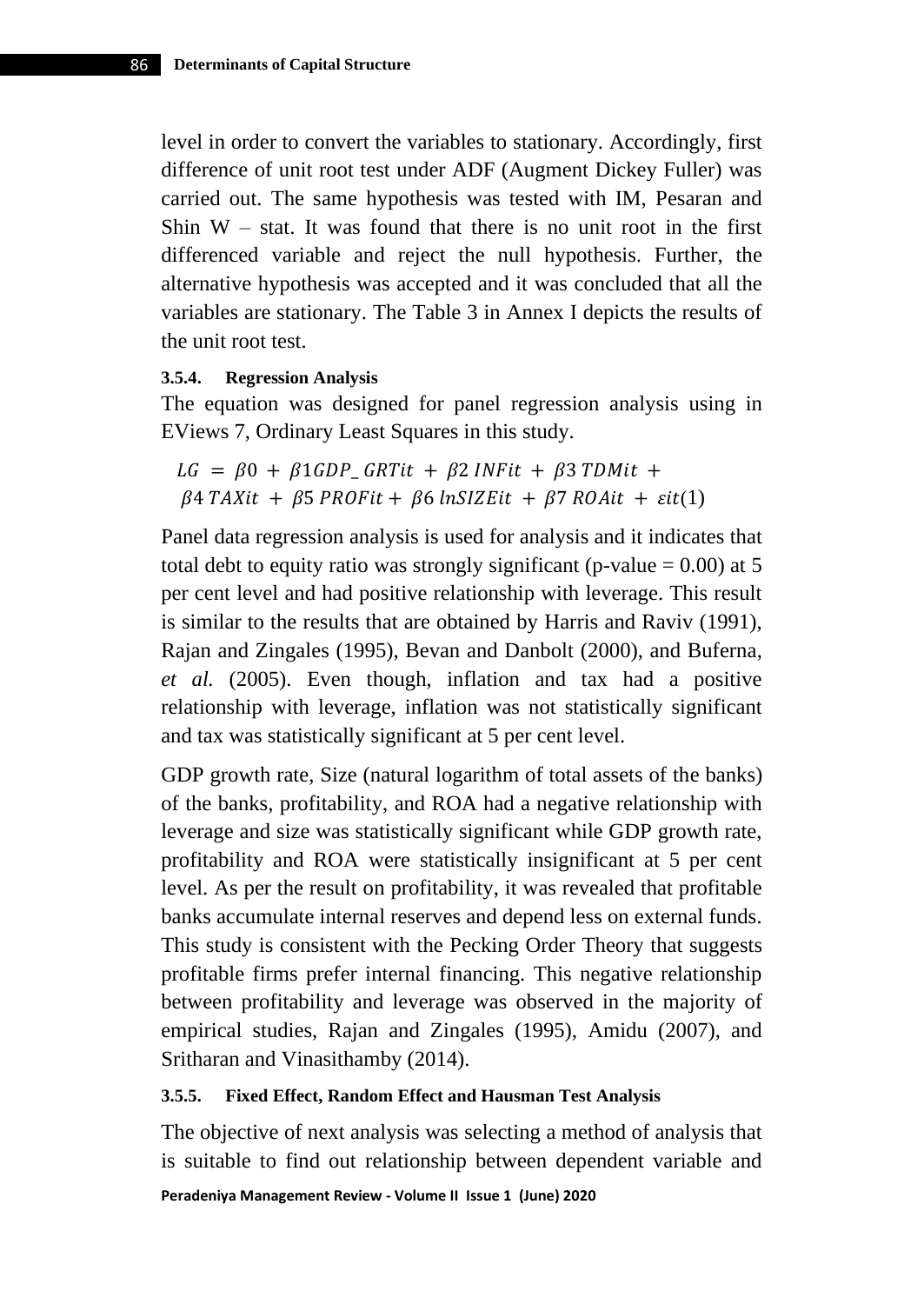level in order to convert the variables to stationary. Accordingly, first difference of unit root test under ADF (Augment Dickey Fuller) was carried out. The same hypothesis was tested with IM, Pesaran and Shin W – stat. It was found that there is no unit root in the first differenced variable and reject the null hypothesis. Further, the alternative hypothesis was accepted and it was concluded that all the variables are stationary. The Table 3 in Annex I depicts the results of the unit root test.

#### 3.5.4. Regression Analysis

The equation was designed for panel regression analysis using in EViews 7, Ordinary Least Squares in this study.

$$LG = \beta 0 + \beta 1 GDP\_GRTit + \beta 2\, INFit + \beta 3\, TDMit + \beta 4\, TAXit + \beta 5\, PROFit + \beta 6\, lnSIZEit + \beta 7\, ROAit + \varepsilon it (1)$$

Panel data regression analysis is used for analysis and it indicates that total debt to equity ratio was strongly significant (p-value = 0.00) at 5 per cent level and had positive relationship with leverage. This result is similar to the results that are obtained by Harris and Raviv (1991), Rajan and Zingales (1995), Bevan and Danbolt (2000), and Buferna, *et al.* (2005). Even though, inflation and tax had a positive relationship with leverage, inflation was not statistically significant and tax was statistically significant at 5 per cent level.

GDP growth rate, Size (natural logarithm of total assets of the banks) of the banks, profitability, and ROA had a negative relationship with leverage and size was statistically significant while GDP growth rate, profitability and ROA were statistically insignificant at 5 per cent level. As per the result on profitability, it was revealed that profitable banks accumulate internal reserves and depend less on external funds. This study is consistent with the Pecking Order Theory that suggests profitable firms prefer internal financing. This negative relationship between profitability and leverage was observed in the majority of empirical studies, Rajan and Zingales (1995), Amidu (2007), and Sritharan and Vinasithamby (2014).

#### 3.5.5. Fixed Effect, Random Effect and Hausman Test Analysis

The objective of next analysis was selecting a method of analysis that is suitable to find out relationship between dependent variable and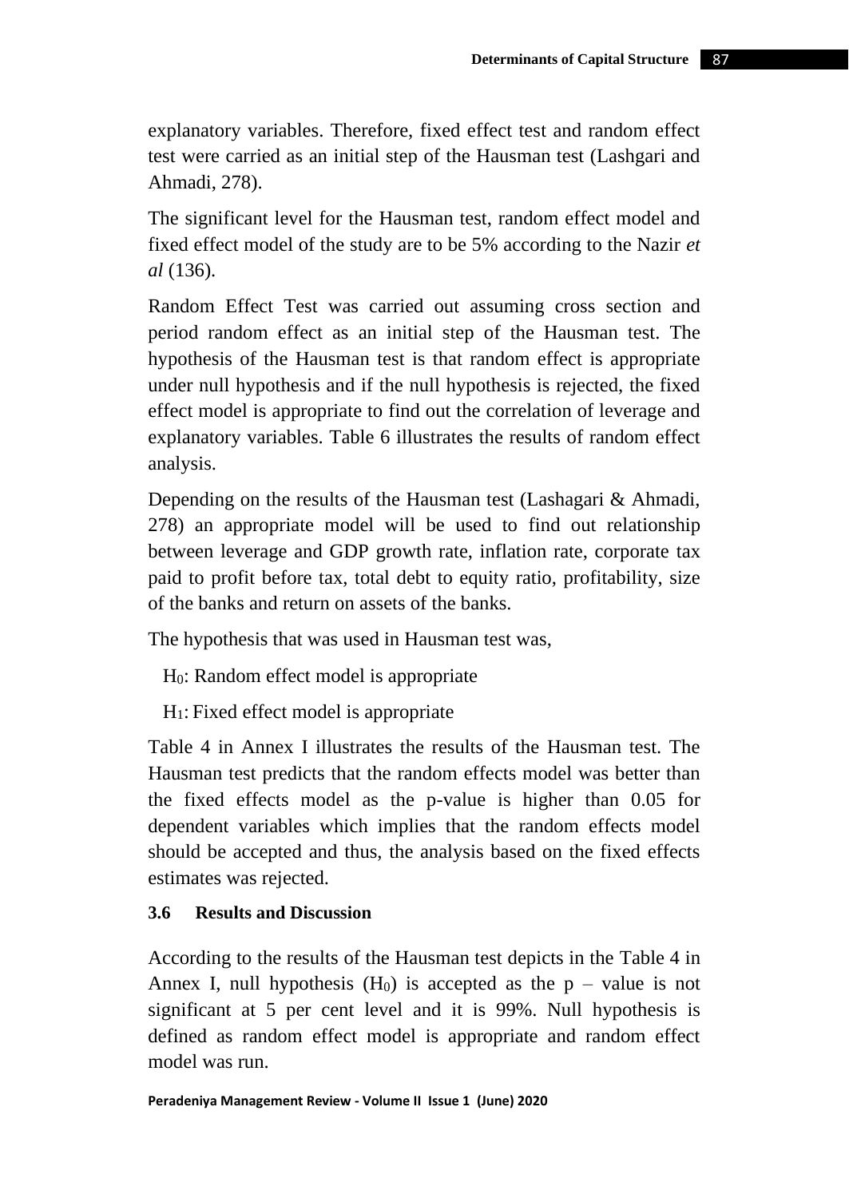explanatory variables. Therefore, fixed effect test and random effect test were carried as an initial step of the Hausman test (Lashgari and Ahmadi, 278).

The significant level for the Hausman test, random effect model and fixed effect model of the study are to be 5% according to the Nazir *et al* (136).

Random Effect Test was carried out assuming cross section and period random effect as an initial step of the Hausman test. The hypothesis of the Hausman test is that random effect is appropriate under null hypothesis and if the null hypothesis is rejected, the fixed effect model is appropriate to find out the correlation of leverage and explanatory variables. Table 6 illustrates the results of random effect analysis.

Depending on the results of the Hausman test (Lashagari & Ahmadi, 278) an appropriate model will be used to find out relationship between leverage and GDP growth rate, inflation rate, corporate tax paid to profit before tax, total debt to equity ratio, profitability, size of the banks and return on assets of the banks.

The hypothesis that was used in Hausman test was,

$H_0$: Random effect model is appropriate

$H_1$: Fixed effect model is appropriate

Table 4 in Annex I illustrates the results of the Hausman test. The Hausman test predicts that the random effects model was better than the fixed effects model as the p-value is higher than 0.05 for dependent variables which implies that the random effects model should be accepted and thus, the analysis based on the fixed effects estimates was rejected.

### 3.6 Results and Discussion

According to the results of the Hausman test depicts in the Table 4 in Annex I, null hypothesis ($H_0$) is accepted as the p – value is not significant at 5 per cent level and it is 99%. Null hypothesis is defined as random effect model is appropriate and random effect model was run.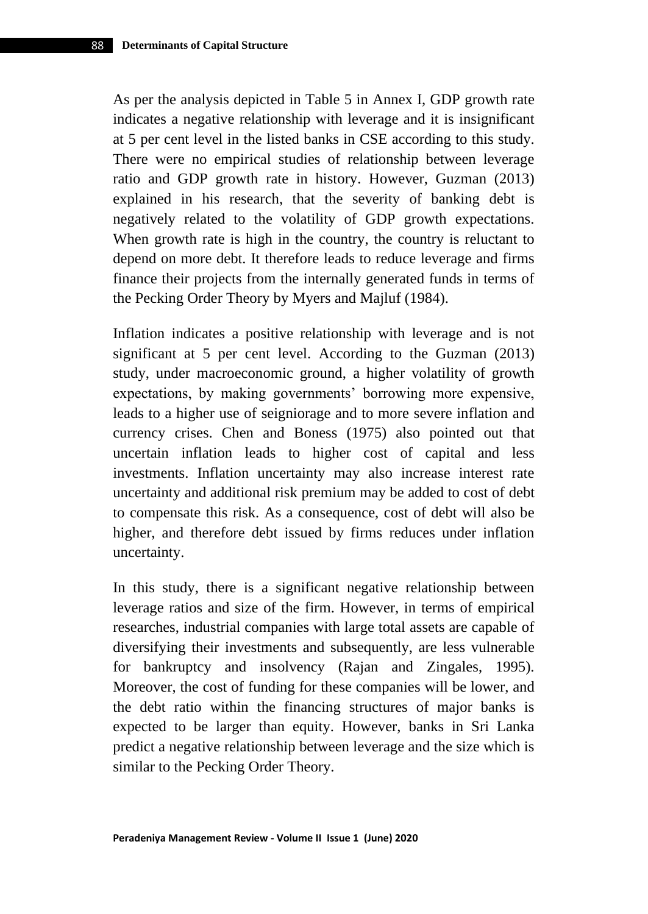As per the analysis depicted in Table 5 in Annex I, GDP growth rate indicates a negative relationship with leverage and it is insignificant at 5 per cent level in the listed banks in CSE according to this study. There were no empirical studies of relationship between leverage ratio and GDP growth rate in history. However, Guzman (2013) explained in his research, that the severity of banking debt is negatively related to the volatility of GDP growth expectations. When growth rate is high in the country, the country is reluctant to depend on more debt. It therefore leads to reduce leverage and firms finance their projects from the internally generated funds in terms of the Pecking Order Theory by Myers and Majluf (1984).

Inflation indicates a positive relationship with leverage and is not significant at 5 per cent level. According to the Guzman (2013) study, under macroeconomic ground, a higher volatility of growth expectations, by making governments' borrowing more expensive, leads to a higher use of seigniorage and to more severe inflation and currency crises. Chen and Boness (1975) also pointed out that uncertain inflation leads to higher cost of capital and less investments. Inflation uncertainty may also increase interest rate uncertainty and additional risk premium may be added to cost of debt to compensate this risk. As a consequence, cost of debt will also be higher, and therefore debt issued by firms reduces under inflation uncertainty.

In this study, there is a significant negative relationship between leverage ratios and size of the firm. However, in terms of empirical researches, industrial companies with large total assets are capable of diversifying their investments and subsequently, are less vulnerable for bankruptcy and insolvency (Rajan and Zingales, 1995). Moreover, the cost of funding for these companies will be lower, and the debt ratio within the financing structures of major banks is expected to be larger than equity. However, banks in Sri Lanka predict a negative relationship between leverage and the size which is similar to the Pecking Order Theory.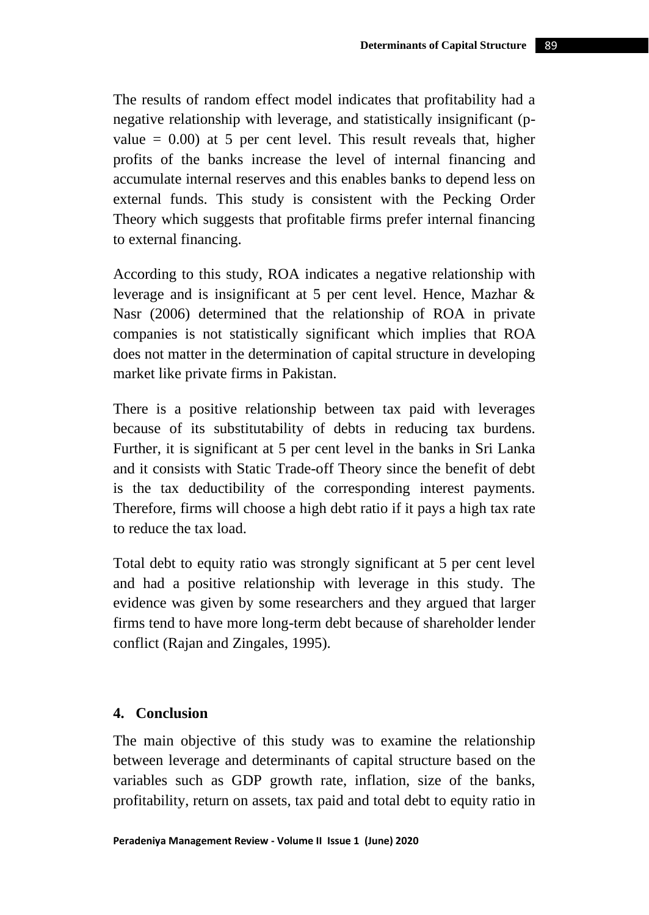The results of random effect model indicates that profitability had a negative relationship with leverage, and statistically insignificant (p-value = 0.00) at 5 per cent level. This result reveals that, higher profits of the banks increase the level of internal financing and accumulate internal reserves and this enables banks to depend less on external funds. This study is consistent with the Pecking Order Theory which suggests that profitable firms prefer internal financing to external financing.

According to this study, ROA indicates a negative relationship with leverage and is insignificant at 5 per cent level. Hence, Mazhar & Nasr (2006) determined that the relationship of ROA in private companies is not statistically significant which implies that ROA does not matter in the determination of capital structure in developing market like private firms in Pakistan.

There is a positive relationship between tax paid with leverages because of its substitutability of debts in reducing tax burdens. Further, it is significant at 5 per cent level in the banks in Sri Lanka and it consists with Static Trade-off Theory since the benefit of debt is the tax deductibility of the corresponding interest payments. Therefore, firms will choose a high debt ratio if it pays a high tax rate to reduce the tax load.

Total debt to equity ratio was strongly significant at 5 per cent level and had a positive relationship with leverage in this study. The evidence was given by some researchers and they argued that larger firms tend to have more long-term debt because of shareholder lender conflict (Rajan and Zingales, 1995).

## 4. Conclusion

The main objective of this study was to examine the relationship between leverage and determinants of capital structure based on the variables such as GDP growth rate, inflation, size of the banks, profitability, return on assets, tax paid and total debt to equity ratio in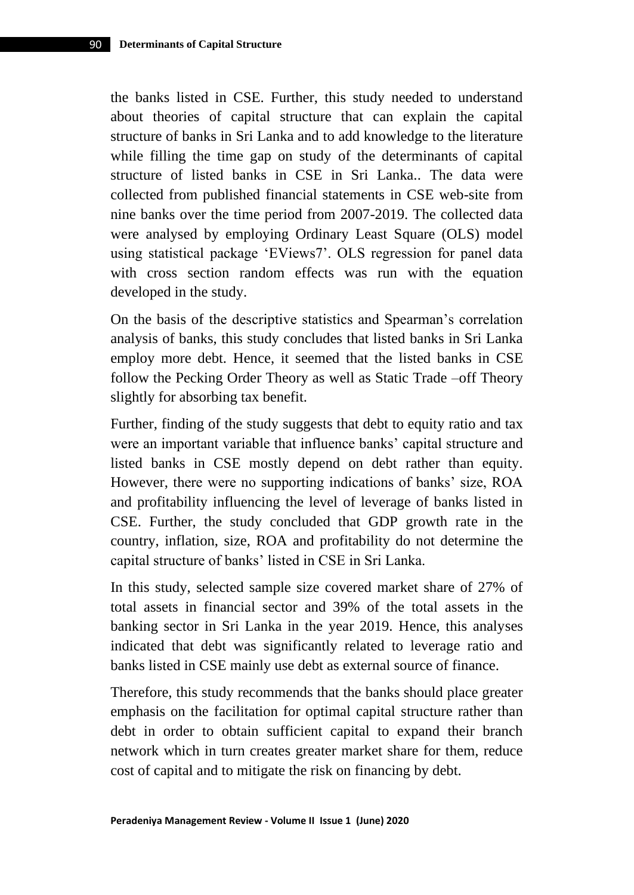the banks listed in CSE. Further, this study needed to understand about theories of capital structure that can explain the capital structure of banks in Sri Lanka and to add knowledge to the literature while filling the time gap on study of the determinants of capital structure of listed banks in CSE in Sri Lanka.. The data were collected from published financial statements in CSE web-site from nine banks over the time period from 2007-2019. The collected data were analysed by employing Ordinary Least Square (OLS) model using statistical package 'EViews7'. OLS regression for panel data with cross section random effects was run with the equation developed in the study.

On the basis of the descriptive statistics and Spearman's correlation analysis of banks, this study concludes that listed banks in Sri Lanka employ more debt. Hence, it seemed that the listed banks in CSE follow the Pecking Order Theory as well as Static Trade –off Theory slightly for absorbing tax benefit.

Further, finding of the study suggests that debt to equity ratio and tax were an important variable that influence banks' capital structure and listed banks in CSE mostly depend on debt rather than equity. However, there were no supporting indications of banks' size, ROA and profitability influencing the level of leverage of banks listed in CSE. Further, the study concluded that GDP growth rate in the country, inflation, size, ROA and profitability do not determine the capital structure of banks' listed in CSE in Sri Lanka.

In this study, selected sample size covered market share of 27% of total assets in financial sector and 39% of the total assets in the banking sector in Sri Lanka in the year 2019. Hence, this analyses indicated that debt was significantly related to leverage ratio and banks listed in CSE mainly use debt as external source of finance.

Therefore, this study recommends that the banks should place greater emphasis on the facilitation for optimal capital structure rather than debt in order to obtain sufficient capital to expand their branch network which in turn creates greater market share for them, reduce cost of capital and to mitigate the risk on financing by debt.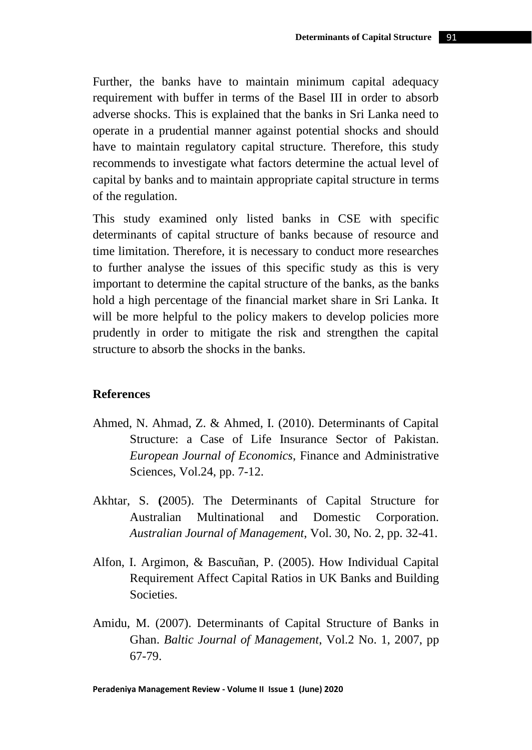Further, the banks have to maintain minimum capital adequacy requirement with buffer in terms of the Basel III in order to absorb adverse shocks. This is explained that the banks in Sri Lanka need to operate in a prudential manner against potential shocks and should have to maintain regulatory capital structure. Therefore, this study recommends to investigate what factors determine the actual level of capital by banks and to maintain appropriate capital structure in terms of the regulation.

This study examined only listed banks in CSE with specific determinants of capital structure of banks because of resource and time limitation. Therefore, it is necessary to conduct more researches to further analyse the issues of this specific study as this is very important to determine the capital structure of the banks, as the banks hold a high percentage of the financial market share in Sri Lanka. It will be more helpful to the policy makers to develop policies more prudently in order to mitigate the risk and strengthen the capital structure to absorb the shocks in the banks.

## References

Ahmed, N. Ahmad, Z. & Ahmed, I. (2010). Determinants of Capital Structure: a Case of Life Insurance Sector of Pakistan. *European Journal of Economics*, Finance and Administrative Sciences, Vol.24, pp. 7-12.

Akhtar, S. **(**2005). The Determinants of Capital Structure for Australian Multinational and Domestic Corporation. *Australian Journal of Management*, Vol. 30, No. 2, pp. 32-41.

Alfon, I. Argimon, & Bascuñan, P. (2005). How Individual Capital Requirement Affect Capital Ratios in UK Banks and Building Societies.

Amidu, M. (2007). Determinants of Capital Structure of Banks in Ghan. *Baltic Journal of Management*, Vol.2 No. 1, 2007, pp 67-79.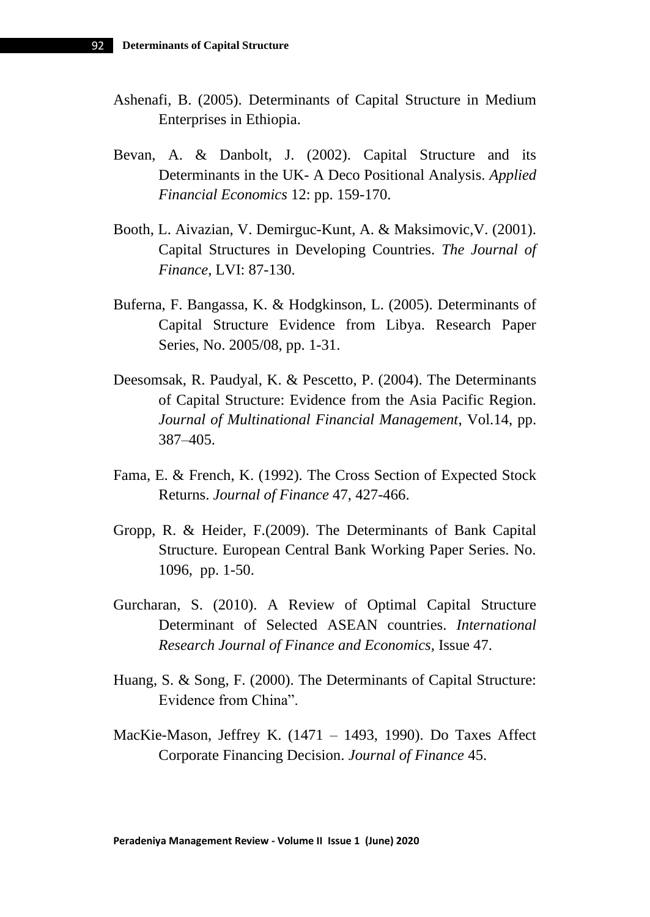Ashenafi, B. (2005). Determinants of Capital Structure in Medium Enterprises in Ethiopia.

Bevan, A. & Danbolt, J. (2002). Capital Structure and its Determinants in the UK- A Deco Positional Analysis. *Applied Financial Economics* 12: pp. 159-170.

Booth, L. Aivazian, V. Demirguc-Kunt, A. & Maksimovic,V. (2001). Capital Structures in Developing Countries. *The Journal of Finance*, LVI: 87-130.

Buferna, F. Bangassa, K. & Hodgkinson, L. (2005). Determinants of Capital Structure Evidence from Libya. Research Paper Series, No. 2005/08, pp. 1-31.

Deesomsak, R. Paudyal, K. & Pescetto, P. (2004). The Determinants of Capital Structure: Evidence from the Asia Pacific Region. *Journal of Multinational Financial Management*, Vol.14, pp. 387–405.

Fama, E. & French, K. (1992). The Cross Section of Expected Stock Returns. *Journal of Finance* 47, 427-466.

Gropp, R. & Heider, F.(2009). The Determinants of Bank Capital Structure. European Central Bank Working Paper Series. No. 1096, pp. 1-50.

Gurcharan, S. (2010). A Review of Optimal Capital Structure Determinant of Selected ASEAN countries. *International Research Journal of Finance and Economics*, Issue 47.

Huang, S. & Song, F. (2000). The Determinants of Capital Structure: Evidence from China".

MacKie-Mason, Jeffrey K. (1471 – 1493, 1990). Do Taxes Affect Corporate Financing Decision. *Journal of Finance* 45.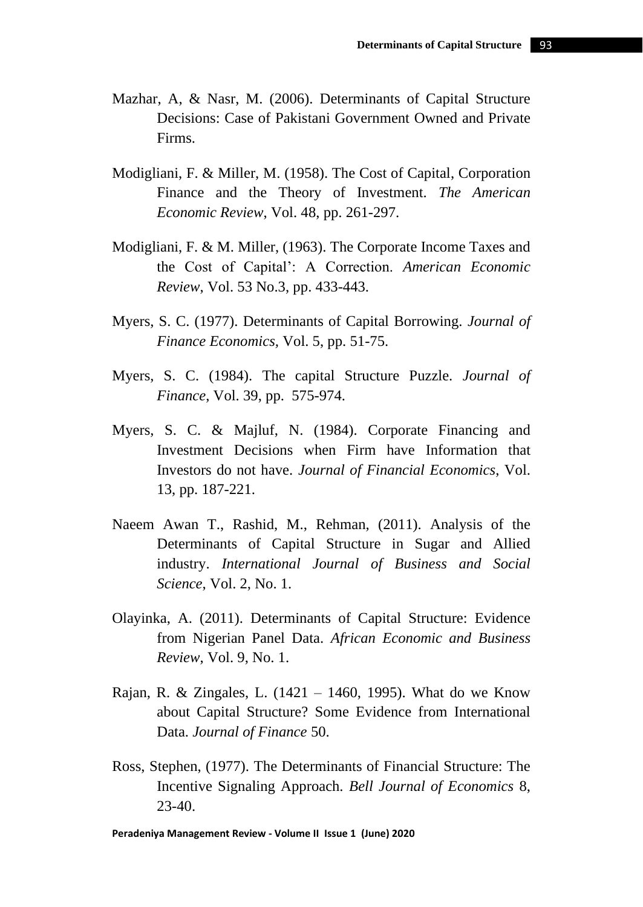Mazhar, A, & Nasr, M. (2006). Determinants of Capital Structure Decisions: Case of Pakistani Government Owned and Private Firms.

Modigliani, F. & Miller, M. (1958). The Cost of Capital, Corporation Finance and the Theory of Investment. *The American Economic Review*, Vol. 48, pp. 261-297.

Modigliani, F. & M. Miller, (1963). The Corporate Income Taxes and the Cost of Capital': A Correction. *American Economic Review*, Vol. 53 No.3, pp. 433-443.

Myers, S. C. (1977). Determinants of Capital Borrowing. *Journal of Finance Economics*, Vol. 5, pp. 51-75.

Myers, S. C. (1984). The capital Structure Puzzle. *Journal of Finance*, Vol. 39, pp. 575-974.

Myers, S. C. & Majluf, N. (1984). Corporate Financing and Investment Decisions when Firm have Information that Investors do not have. *Journal of Financial Economics*, Vol. 13, pp. 187-221.

Naeem Awan T., Rashid, M., Rehman, (2011). Analysis of the Determinants of Capital Structure in Sugar and Allied industry. *International Journal of Business and Social Science*, Vol. 2, No. 1.

Olayinka, A. (2011). Determinants of Capital Structure: Evidence from Nigerian Panel Data. *African Economic and Business Review*, Vol. 9, No. 1.

Rajan, R. & Zingales, L. (1421 – 1460, 1995). What do we Know about Capital Structure? Some Evidence from International Data. *Journal of Finance* 50.

Ross, Stephen, (1977). The Determinants of Financial Structure: The Incentive Signaling Approach. *Bell Journal of Economics* 8, 23-40.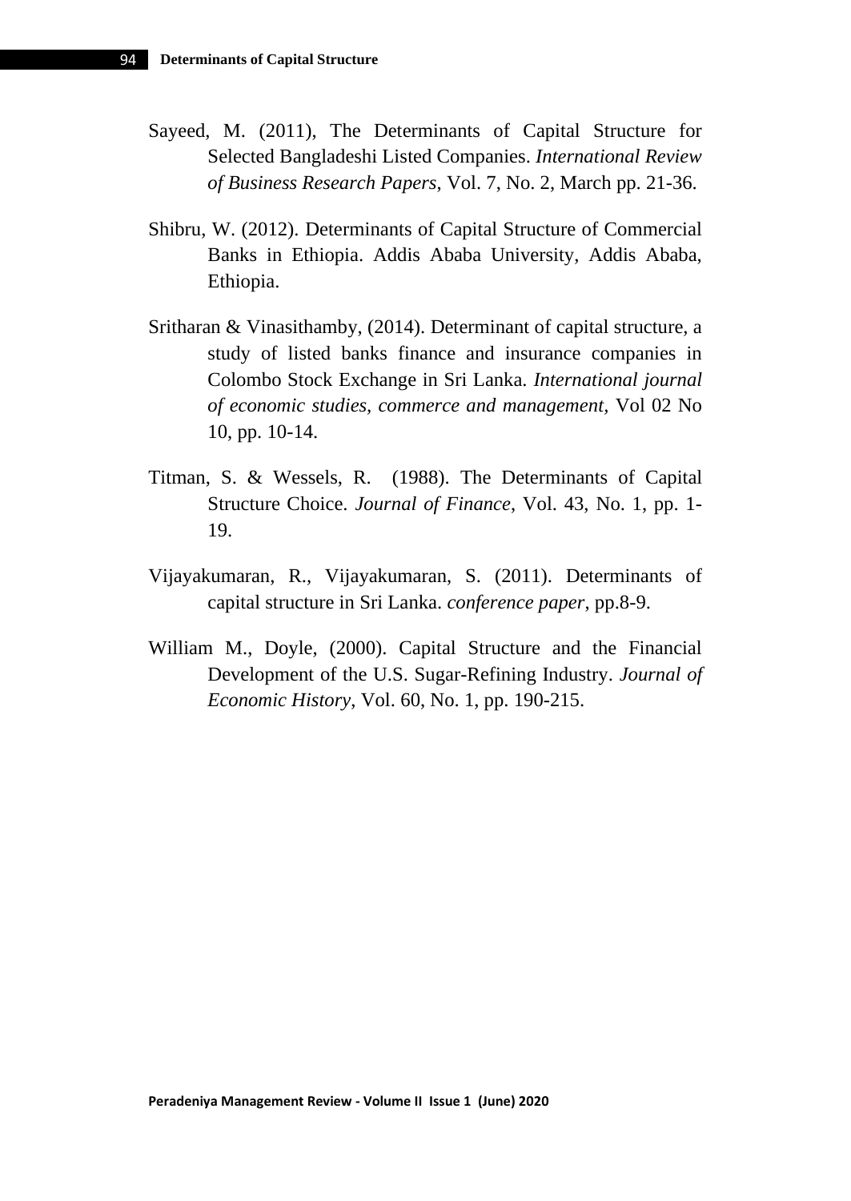Sayeed, M. (2011), The Determinants of Capital Structure for Selected Bangladeshi Listed Companies. *International Review of Business Research Papers*, Vol. 7, No. 2, March pp. 21-36.

Shibru, W. (2012). Determinants of Capital Structure of Commercial Banks in Ethiopia. Addis Ababa University, Addis Ababa, Ethiopia.

Sritharan & Vinasithamby, (2014). Determinant of capital structure, a study of listed banks finance and insurance companies in Colombo Stock Exchange in Sri Lanka. *International journal of economic studies, commerce and management*, Vol 02 No 10, pp. 10-14.

Titman, S. & Wessels, R. (1988). The Determinants of Capital Structure Choice. *Journal of Finance*, Vol. 43, No. 1, pp. 1-19.

Vijayakumaran, R., Vijayakumaran, S. (2011). Determinants of capital structure in Sri Lanka. *conference paper*, pp.8-9.

William M., Doyle, (2000). Capital Structure and the Financial Development of the U.S. Sugar-Refining Industry. *Journal of Economic History*, Vol. 60, No. 1, pp. 190-215.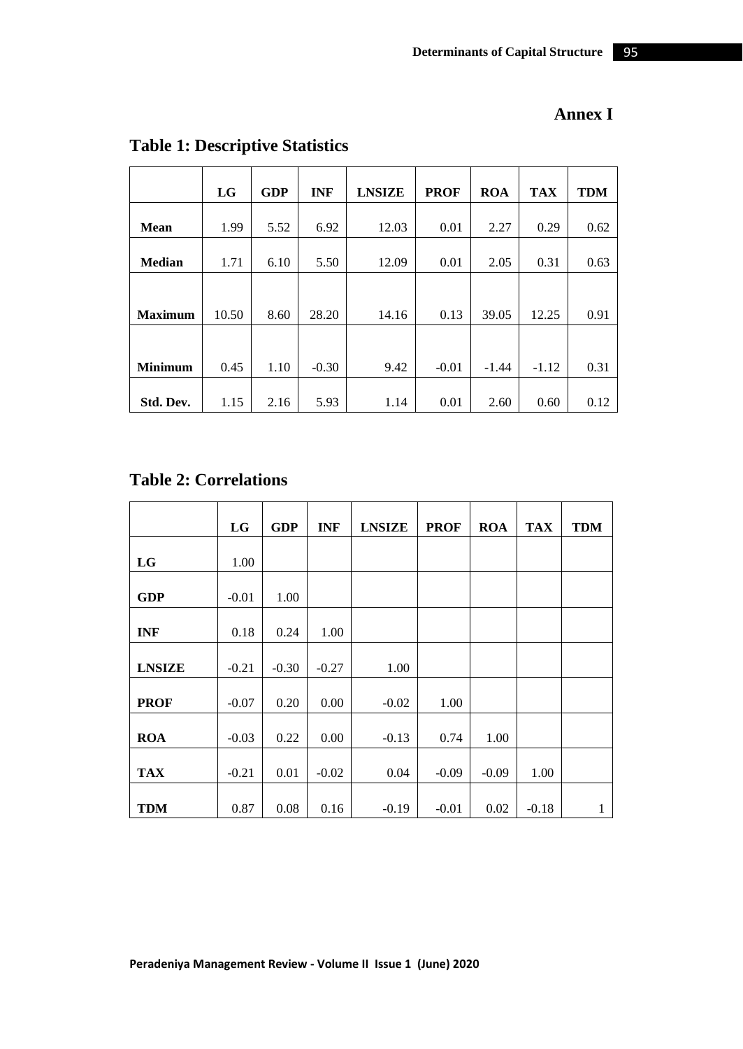## Annex I

### Table 1: Descriptive Statistics

| | LG | GDP | INF | LNSIZE | PROF | ROA | TAX | TDM |
|---|---|---|---|---|---|---|---|---|
| **Mean** | 1.99 | 5.52 | 6.92 | 12.03 | 0.01 | 2.27 | 0.29 | 0.62 |
| **Median** | 1.71 | 6.10 | 5.50 | 12.09 | 0.01 | 2.05 | 0.31 | 0.63 |
| **Maximum** | 10.50 | 8.60 | 28.20 | 14.16 | 0.13 | 39.05 | 12.25 | 0.91 |
| **Minimum** | 0.45 | 1.10 | -0.30 | 9.42 | -0.01 | -1.44 | -1.12 | 0.31 |
| **Std. Dev.** | 1.15 | 2.16 | 5.93 | 1.14 | 0.01 | 2.60 | 0.60 | 0.12 |

### Table 2: Correlations

| | LG | GDP | INF | LNSIZE | PROF | ROA | TAX | TDM |
|---|---|---|---|---|---|---|---|---|
| **LG** | 1.00 | | | | | | | |
| **GDP** | -0.01 | 1.00 | | | | | | |
| **INF** | 0.18 | 0.24 | 1.00 | | | | | |
| **LNSIZE** | -0.21 | -0.30 | -0.27 | 1.00 | | | | |
| **PROF** | -0.07 | 0.20 | 0.00 | -0.02 | 1.00 | | | |
| **ROA** | -0.03 | 0.22 | 0.00 | -0.13 | 0.74 | 1.00 | | |
| **TAX** | -0.21 | 0.01 | -0.02 | 0.04 | -0.09 | -0.09 | 1.00 | |
| **TDM** | 0.87 | 0.08 | 0.16 | -0.19 | -0.01 | 0.02 | -0.18 | 1 |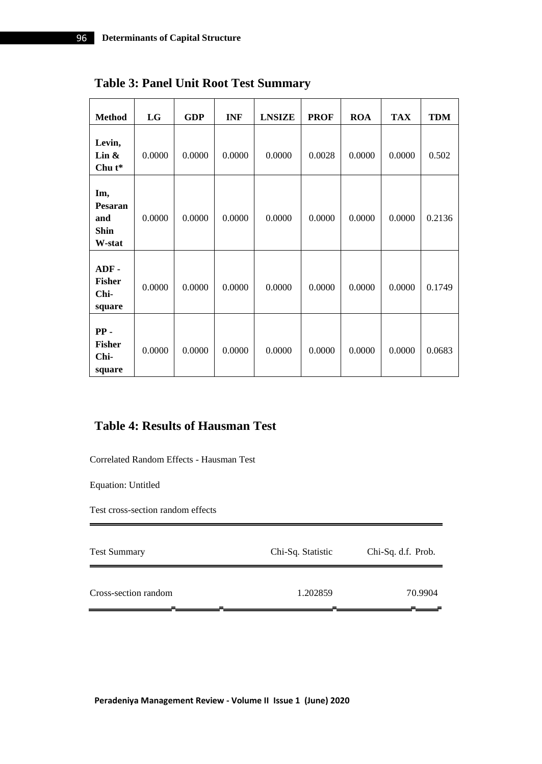## Table 3: Panel Unit Root Test Summary

| Method | LG | GDP | INF | LNSIZE | PROF | ROA | TAX | TDM |
|---|---|---|---|---|---|---|---|---|
| Levin, Lin & Chu t* | 0.0000 | 0.0000 | 0.0000 | 0.0000 | 0.0028 | 0.0000 | 0.0000 | 0.502 |
| Im, Pesaran and Shin W-stat | 0.0000 | 0.0000 | 0.0000 | 0.0000 | 0.0000 | 0.0000 | 0.0000 | 0.2136 |
| ADF - Fisher Chi-square | 0.0000 | 0.0000 | 0.0000 | 0.0000 | 0.0000 | 0.0000 | 0.0000 | 0.1749 |
| PP - Fisher Chi-square | 0.0000 | 0.0000 | 0.0000 | 0.0000 | 0.0000 | 0.0000 | 0.0000 | 0.0683 |

## Table 4: Results of Hausman Test

Correlated Random Effects - Hausman Test

Equation: Untitled

Test cross-section random effects

| Test Summary | Chi-Sq. Statistic | Chi-Sq. d.f. Prob. |
|---|---|---|
| Cross-section random | 1.202859 | 70.9904 |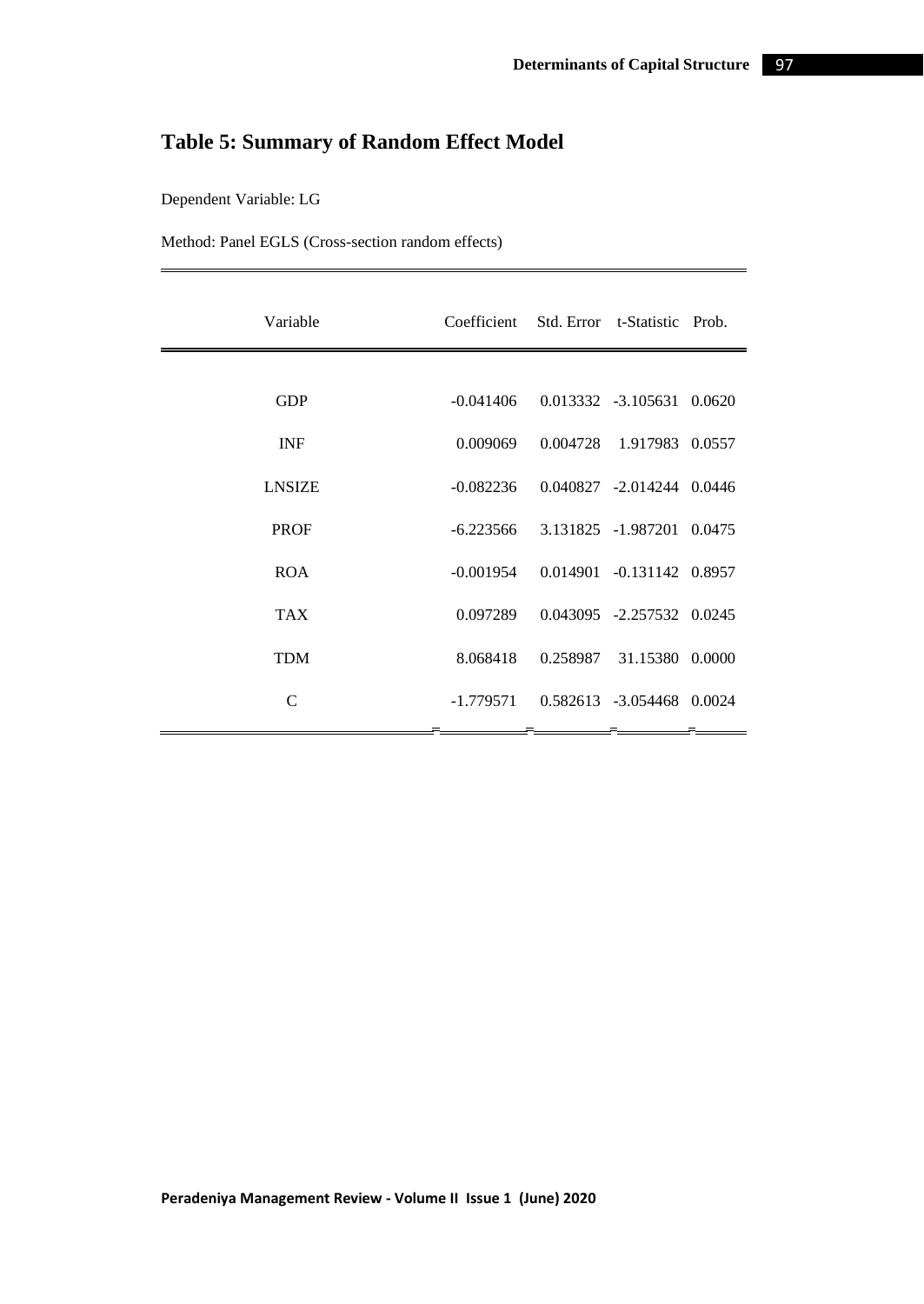## Table 5: Summary of Random Effect Model

Dependent Variable: LG

Method: Panel EGLS (Cross-section random effects)

| Variable | Coefficient | Std. Error | t-Statistic | Prob. |
|---|---|---|---|---|
| GDP | -0.041406 | 0.013332 | -3.105631 | 0.0620 |
| INF | 0.009069 | 0.004728 | 1.917983 | 0.0557 |
| LNSIZE | -0.082236 | 0.040827 | -2.014244 | 0.0446 |
| PROF | -6.223566 | 3.131825 | -1.987201 | 0.0475 |
| ROA | -0.001954 | 0.014901 | -0.131142 | 0.8957 |
| TAX | 0.097289 | 0.043095 | -2.257532 | 0.0245 |
| TDM | 8.068418 | 0.258987 | 31.15380 | 0.0000 |
| C | -1.779571 | 0.582613 | -3.054468 | 0.0024 |